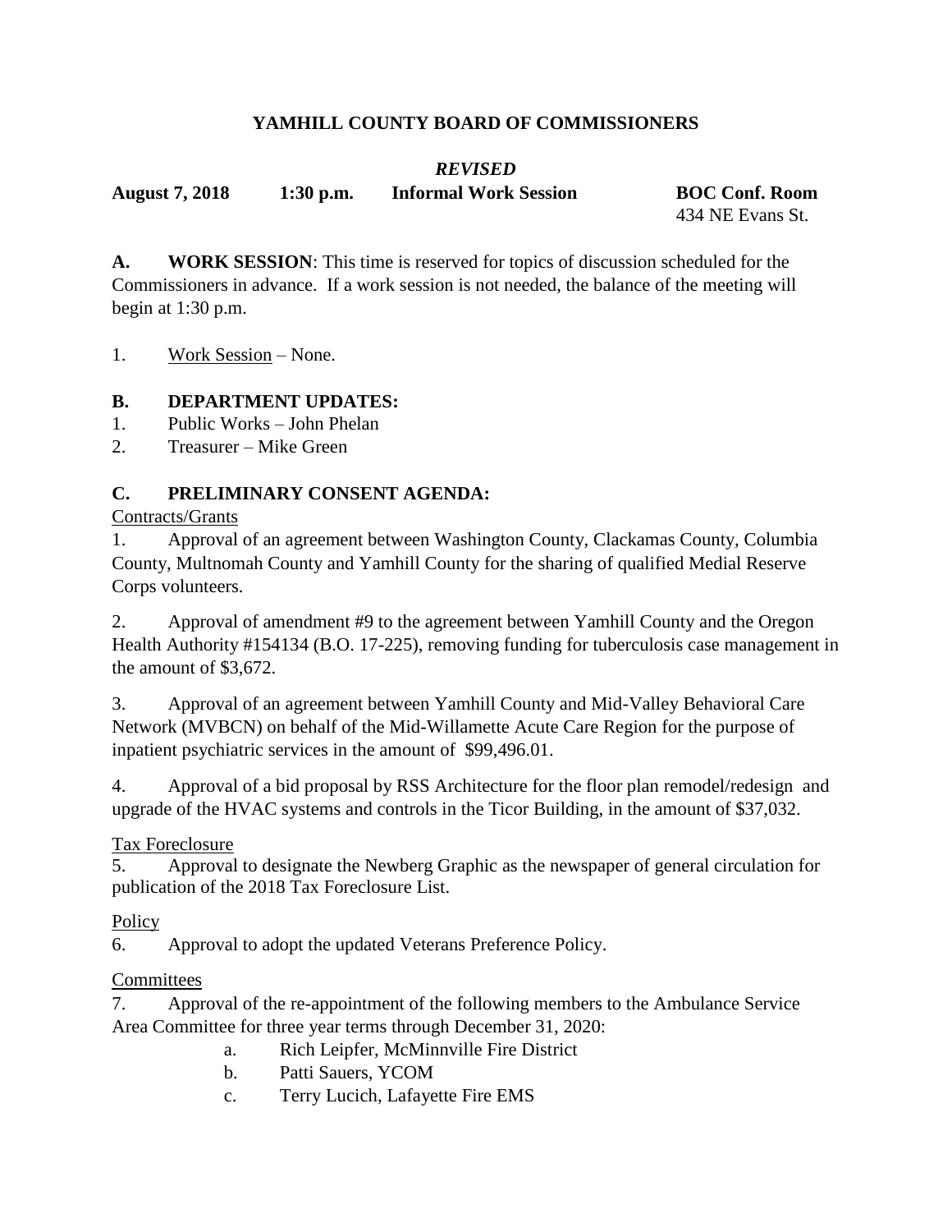# YAMHILL COUNTY BOARD OF COMMISSIONERS

***REVISED***

**August 7, 2018 1:30 p.m. Informal Work Session BOC Conf. Room**
434 NE Evans St.

**A. WORK SESSION**: This time is reserved for topics of discussion scheduled for the Commissioners in advance. If a work session is not needed, the balance of the meeting will begin at 1:30 p.m.

1. Work Session – None.

**B. DEPARTMENT UPDATES:**

1. Public Works – John Phelan
2. Treasurer – Mike Green

**C. PRELIMINARY CONSENT AGENDA:**

Contracts/Grants

1. Approval of an agreement between Washington County, Clackamas County, Columbia County, Multnomah County and Yamhill County for the sharing of qualified Medial Reserve Corps volunteers.

2. Approval of amendment #9 to the agreement between Yamhill County and the Oregon Health Authority #154134 (B.O. 17-225), removing funding for tuberculosis case management in the amount of $3,672.

3. Approval of an agreement between Yamhill County and Mid-Valley Behavioral Care Network (MVBCN) on behalf of the Mid-Willamette Acute Care Region for the purpose of inpatient psychiatric services in the amount of $99,496.01.

4. Approval of a bid proposal by RSS Architecture for the floor plan remodel/redesign and upgrade of the HVAC systems and controls in the Ticor Building, in the amount of $37,032.

Tax Foreclosure

5. Approval to designate the Newberg Graphic as the newspaper of general circulation for publication of the 2018 Tax Foreclosure List.

Policy

6. Approval to adopt the updated Veterans Preference Policy.

Committees

7. Approval of the re-appointment of the following members to the Ambulance Service Area Committee for three year terms through December 31, 2020:
   a. Rich Leipfer, McMinnville Fire District
   b. Patti Sauers, YCOM
   c. Terry Lucich, Lafayette Fire EMS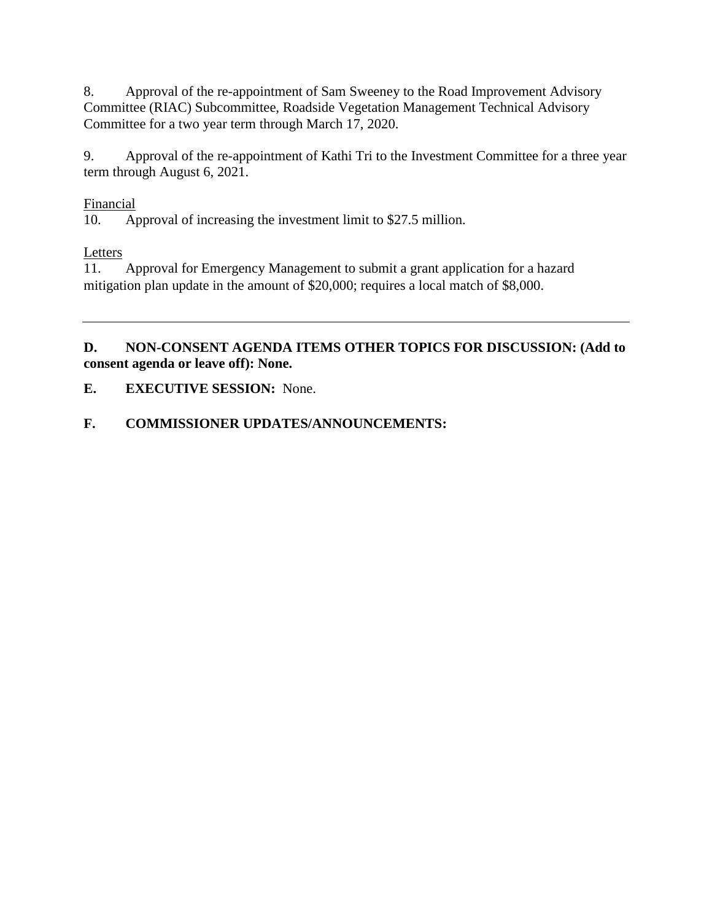8. Approval of the re-appointment of Sam Sweeney to the Road Improvement Advisory Committee (RIAC) Subcommittee, Roadside Vegetation Management Technical Advisory Committee for a two year term through March 17, 2020.

9. Approval of the re-appointment of Kathi Tri to the Investment Committee for a three year term through August 6, 2021.

Financial

10. Approval of increasing the investment limit to $27.5 million.

Letters

11. Approval for Emergency Management to submit a grant application for a hazard mitigation plan update in the amount of $20,000; requires a local match of $8,000.

---

**D. NON-CONSENT AGENDA ITEMS OTHER TOPICS FOR DISCUSSION: (Add to consent agenda or leave off): None.**

**E. EXECUTIVE SESSION:** None.

**F. COMMISSIONER UPDATES/ANNOUNCEMENTS:**